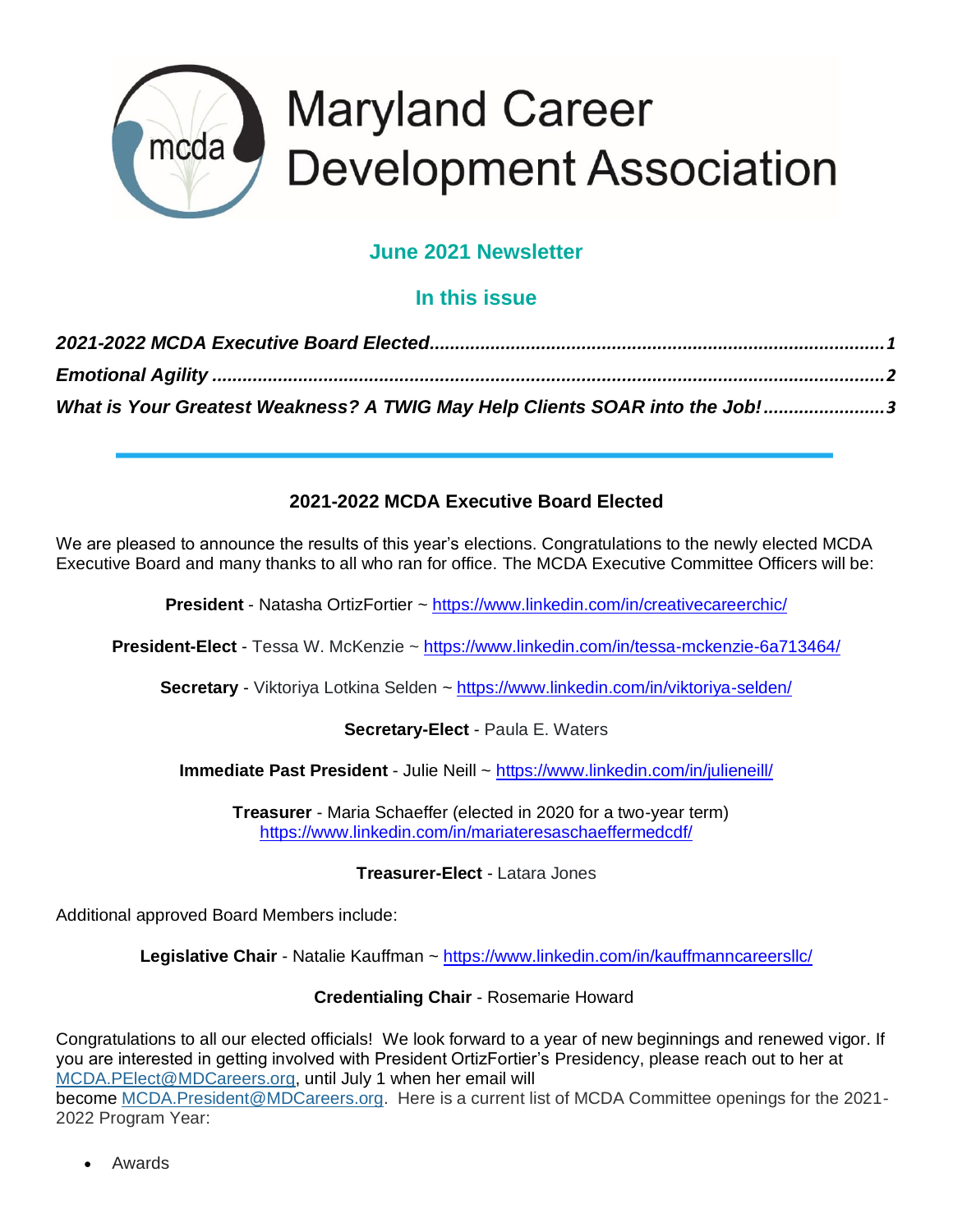# Maryland Career Development Association

## June 2021 Newsletter

### In this issue

*2021-2022 MCDA Executive Board Elected..........1*

*Emotional Agility..........2*

*What is Your Greatest Weakness? A TWIG May Help Clients SOAR into the Job!..........3*

---

### 2021-2022 MCDA Executive Board Elected

We are pleased to announce the results of this year's elections. Congratulations to the newly elected MCDA Executive Board and many thanks to all who ran for office. The MCDA Executive Committee Officers will be:

**President** - Natasha OrtizFortier ~ https://www.linkedin.com/in/creativecareerchic/

**President-Elect** - Tessa W. McKenzie ~ https://www.linkedin.com/in/tessa-mckenzie-6a713464/

**Secretary** - Viktoriya Lotkina Selden ~ https://www.linkedin.com/in/viktoriya-selden/

**Secretary-Elect** - Paula E. Waters

**Immediate Past President** - Julie Neill ~ https://www.linkedin.com/in/julieneill/

**Treasurer** - Maria Schaeffer (elected in 2020 for a two-year term) https://www.linkedin.com/in/mariateresaschaeffermedcdf/

**Treasurer-Elect** - Latara Jones

Additional approved Board Members include:

**Legislative Chair** - Natalie Kauffman ~ https://www.linkedin.com/in/kauffmanncareersllc/

**Credentialing Chair** - Rosemarie Howard

Congratulations to all our elected officials! We look forward to a year of new beginnings and renewed vigor. If you are interested in getting involved with President OrtizFortier's Presidency, please reach out to her at MCDA.PElect@MDCareers.org, until July 1 when her email will become MCDA.President@MDCareers.org. Here is a current list of MCDA Committee openings for the 2021-2022 Program Year:

- Awards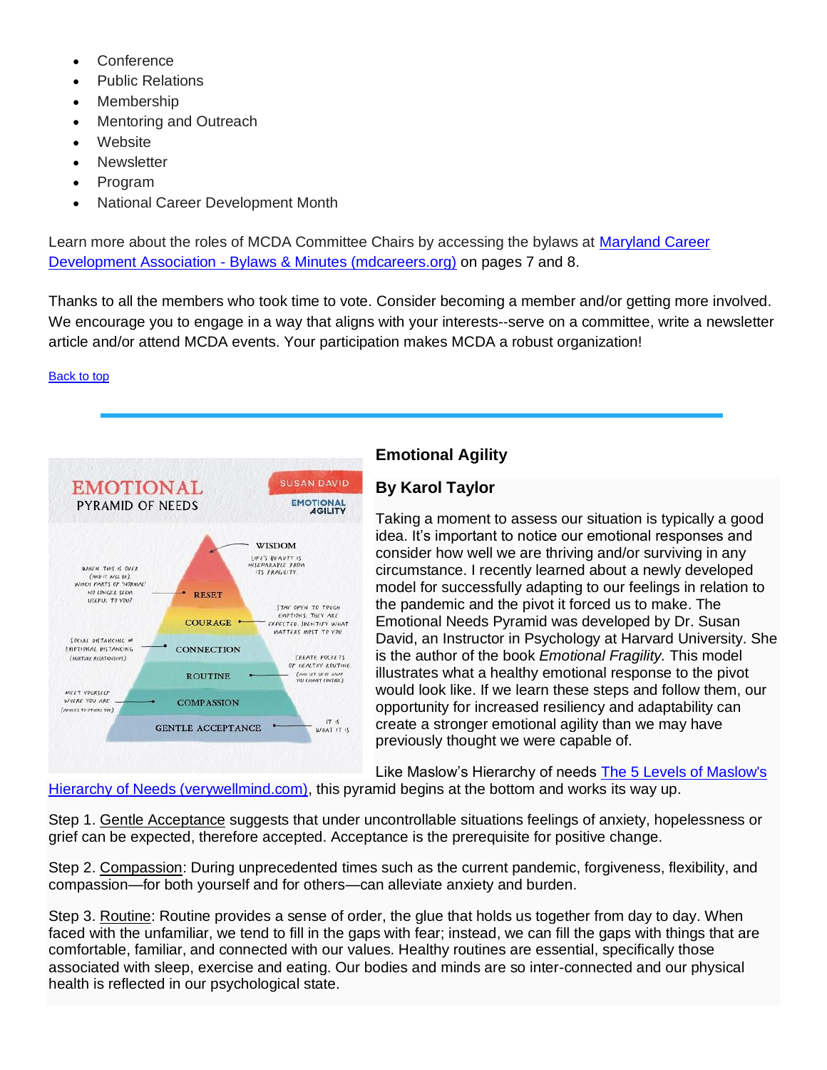- Conference
- Public Relations
- Membership
- Mentoring and Outreach
- Website
- Newsletter
- Program
- National Career Development Month

Learn more about the roles of MCDA Committee Chairs by accessing the bylaws at Maryland Career Development Association - Bylaws & Minutes (mdcareers.org) on pages 7 and 8.

Thanks to all the members who took time to vote. Consider becoming a member and/or getting more involved. We encourage you to engage in a way that aligns with your interests--serve on a committee, write a newsletter article and/or attend MCDA events. Your participation makes MCDA a robust organization!

Back to top

---

## Emotional Agility

### By Karol Taylor

Taking a moment to assess our situation is typically a good idea. It's important to notice our emotional responses and consider how well we are thriving and/or surviving in any circumstance. I recently learned about a newly developed model for successfully adapting to our feelings in relation to the pandemic and the pivot it forced us to make. The Emotional Needs Pyramid was developed by Dr. Susan David, an Instructor in Psychology at Harvard University. She is the author of the book *Emotional Fragility.* This model illustrates what a healthy emotional response to the pivot would look like. If we learn these steps and follow them, our opportunity for increased resiliency and adaptability can create a stronger emotional agility than we may have previously thought we were capable of.

Like Maslow's Hierarchy of needs The 5 Levels of Maslow's Hierarchy of Needs (verywellmind.com), this pyramid begins at the bottom and works its way up.

Step 1. Gentle Acceptance suggests that under uncontrollable situations feelings of anxiety, hopelessness or grief can be expected, therefore accepted. Acceptance is the prerequisite for positive change.

Step 2. Compassion: During unprecedented times such as the current pandemic, forgiveness, flexibility, and compassion—for both yourself and for others—can alleviate anxiety and burden.

Step 3. Routine: Routine provides a sense of order, the glue that holds us together from day to day. When faced with the unfamiliar, we tend to fill in the gaps with fear; instead, we can fill the gaps with things that are comfortable, familiar, and connected with our values. Healthy routines are essential, specifically those associated with sleep, exercise and eating. Our bodies and minds are so inter-connected and our physical health is reflected in our psychological state.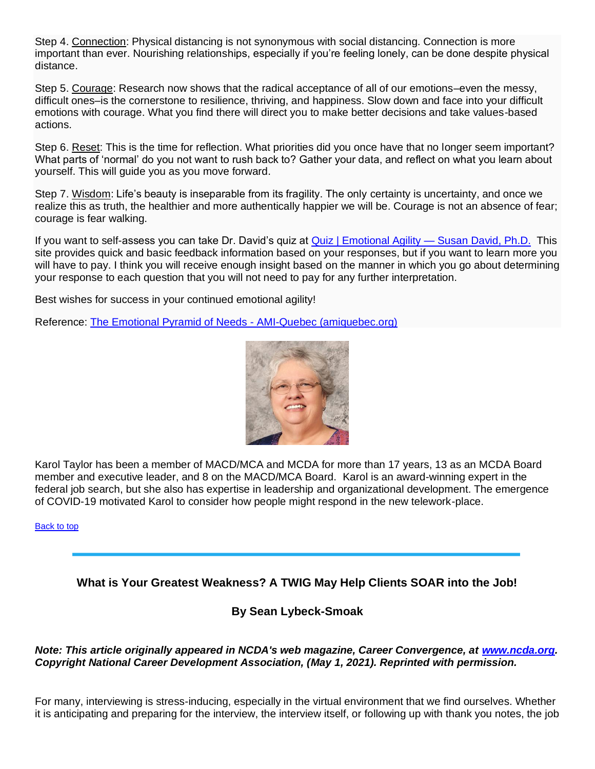Step 4. Connection: Physical distancing is not synonymous with social distancing. Connection is more important than ever. Nourishing relationships, especially if you're feeling lonely, can be done despite physical distance.

Step 5. Courage: Research now shows that the radical acceptance of all of our emotions–even the messy, difficult ones–is the cornerstone to resilience, thriving, and happiness. Slow down and face into your difficult emotions with courage. What you find there will direct you to make better decisions and take values-based actions.

Step 6. Reset: This is the time for reflection. What priorities did you once have that no longer seem important? What parts of 'normal' do you not want to rush back to? Gather your data, and reflect on what you learn about yourself. This will guide you as you move forward.

Step 7. Wisdom: Life's beauty is inseparable from its fragility. The only certainty is uncertainty, and once we realize this as truth, the healthier and more authentically happier we will be. Courage is not an absence of fear; courage is fear walking.

If you want to self-assess you can take Dr. David's quiz at [Quiz | Emotional Agility — Susan David, Ph.D.](#) This site provides quick and basic feedback information based on your responses, but if you want to learn more you will have to pay. I think you will receive enough insight based on the manner in which you go about determining your response to each question that you will not need to pay for any further interpretation.

Best wishes for success in your continued emotional agility!

Reference: [The Emotional Pyramid of Needs - AMI-Quebec (amiquebec.org)](#)

Karol Taylor has been a member of MACD/MCA and MCDA for more than 17 years, 13 as an MCDA Board member and executive leader, and 8 on the MACD/MCA Board. Karol is an award-winning expert in the federal job search, but she also has expertise in leadership and organizational development. The emergence of COVID-19 motivated Karol to consider how people might respond in the new telework-place.

[Back to top](#)

---

## What is Your Greatest Weakness? A TWIG May Help Clients SOAR into the Job!

### By Sean Lybeck-Smoak

***Note: This article originally appeared in NCDA's web magazine, Career Convergence, at [www.ncda.org](http://www.ncda.org). Copyright National Career Development Association, (May 1, 2021). Reprinted with permission.***

For many, interviewing is stress-inducing, especially in the virtual environment that we find ourselves. Whether it is anticipating and preparing for the interview, the interview itself, or following up with thank you notes, the job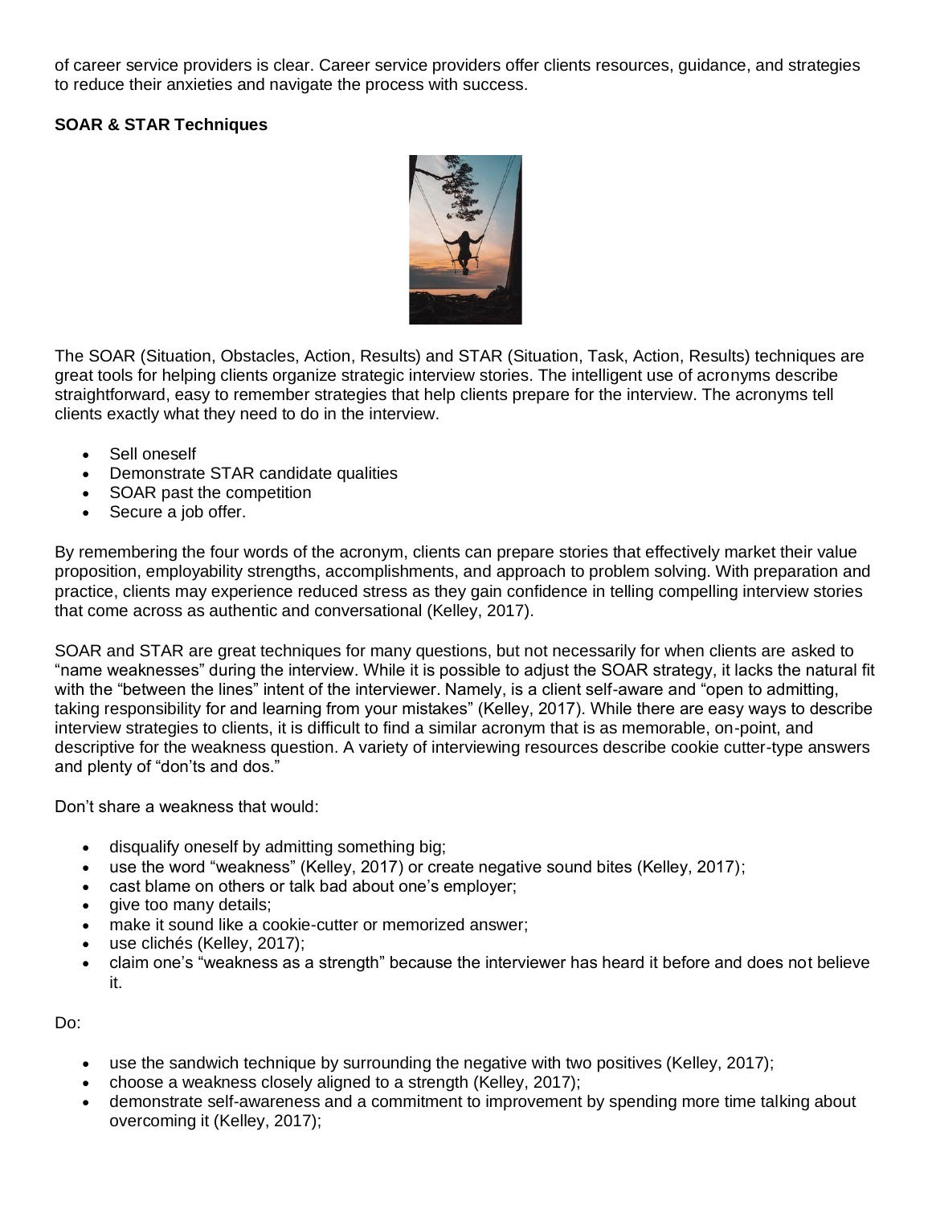of career service providers is clear. Career service providers offer clients resources, guidance, and strategies to reduce their anxieties and navigate the process with success.

**SOAR & STAR Techniques**

The SOAR (Situation, Obstacles, Action, Results) and STAR (Situation, Task, Action, Results) techniques are great tools for helping clients organize strategic interview stories. The intelligent use of acronyms describe straightforward, easy to remember strategies that help clients prepare for the interview. The acronyms tell clients exactly what they need to do in the interview.

- Sell oneself
- Demonstrate STAR candidate qualities
- SOAR past the competition
- Secure a job offer.

By remembering the four words of the acronym, clients can prepare stories that effectively market their value proposition, employability strengths, accomplishments, and approach to problem solving. With preparation and practice, clients may experience reduced stress as they gain confidence in telling compelling interview stories that come across as authentic and conversational (Kelley, 2017).

SOAR and STAR are great techniques for many questions, but not necessarily for when clients are asked to "name weaknesses" during the interview. While it is possible to adjust the SOAR strategy, it lacks the natural fit with the "between the lines" intent of the interviewer. Namely, is a client self-aware and "open to admitting, taking responsibility for and learning from your mistakes" (Kelley, 2017). While there are easy ways to describe interview strategies to clients, it is difficult to find a similar acronym that is as memorable, on-point, and descriptive for the weakness question. A variety of interviewing resources describe cookie cutter-type answers and plenty of "don'ts and dos."

Don't share a weakness that would:

- disqualify oneself by admitting something big;
- use the word "weakness" (Kelley, 2017) or create negative sound bites (Kelley, 2017);
- cast blame on others or talk bad about one's employer;
- give too many details;
- make it sound like a cookie-cutter or memorized answer;
- use clichés (Kelley, 2017);
- claim one's "weakness as a strength" because the interviewer has heard it before and does not believe it.

Do:

- use the sandwich technique by surrounding the negative with two positives (Kelley, 2017);
- choose a weakness closely aligned to a strength (Kelley, 2017);
- demonstrate self-awareness and a commitment to improvement by spending more time talking about overcoming it (Kelley, 2017);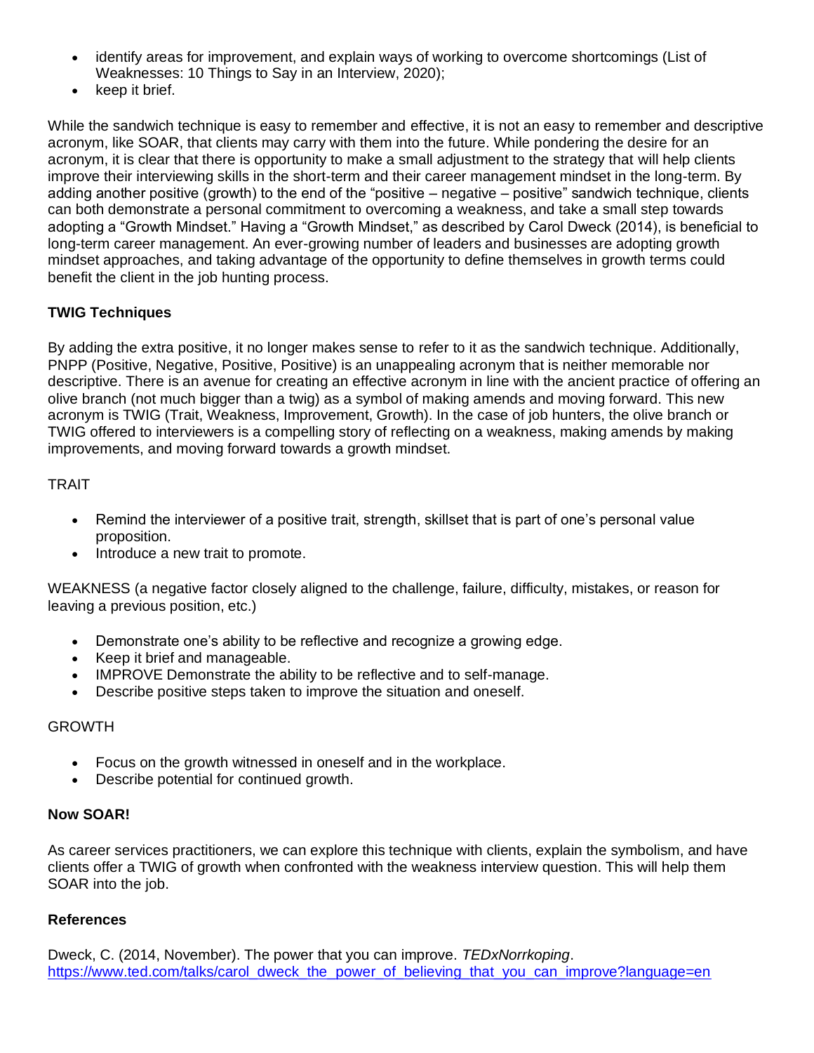- identify areas for improvement, and explain ways of working to overcome shortcomings (List of Weaknesses: 10 Things to Say in an Interview, 2020);
- keep it brief.

While the sandwich technique is easy to remember and effective, it is not an easy to remember and descriptive acronym, like SOAR, that clients may carry with them into the future. While pondering the desire for an acronym, it is clear that there is opportunity to make a small adjustment to the strategy that will help clients improve their interviewing skills in the short-term and their career management mindset in the long-term. By adding another positive (growth) to the end of the "positive – negative – positive" sandwich technique, clients can both demonstrate a personal commitment to overcoming a weakness, and take a small step towards adopting a "Growth Mindset." Having a "Growth Mindset," as described by Carol Dweck (2014), is beneficial to long-term career management. An ever-growing number of leaders and businesses are adopting growth mindset approaches, and taking advantage of the opportunity to define themselves in growth terms could benefit the client in the job hunting process.

**TWIG Techniques**

By adding the extra positive, it no longer makes sense to refer to it as the sandwich technique. Additionally, PNPP (Positive, Negative, Positive, Positive) is an unappealing acronym that is neither memorable nor descriptive. There is an avenue for creating an effective acronym in line with the ancient practice of offering an olive branch (not much bigger than a twig) as a symbol of making amends and moving forward. This new acronym is TWIG (Trait, Weakness, Improvement, Growth). In the case of job hunters, the olive branch or TWIG offered to interviewers is a compelling story of reflecting on a weakness, making amends by making improvements, and moving forward towards a growth mindset.

TRAIT

- Remind the interviewer of a positive trait, strength, skillset that is part of one's personal value proposition.
- Introduce a new trait to promote.

WEAKNESS (a negative factor closely aligned to the challenge, failure, difficulty, mistakes, or reason for leaving a previous position, etc.)

- Demonstrate one's ability to be reflective and recognize a growing edge.
- Keep it brief and manageable.
- IMPROVE Demonstrate the ability to be reflective and to self-manage.
- Describe positive steps taken to improve the situation and oneself.

GROWTH

- Focus on the growth witnessed in oneself and in the workplace.
- Describe potential for continued growth.

**Now SOAR!**

As career services practitioners, we can explore this technique with clients, explain the symbolism, and have clients offer a TWIG of growth when confronted with the weakness interview question. This will help them SOAR into the job.

**References**

Dweck, C. (2014, November). The power that you can improve. *TEDxNorrkoping*. https://www.ted.com/talks/carol_dweck_the_power_of_believing_that_you_can_improve?language=en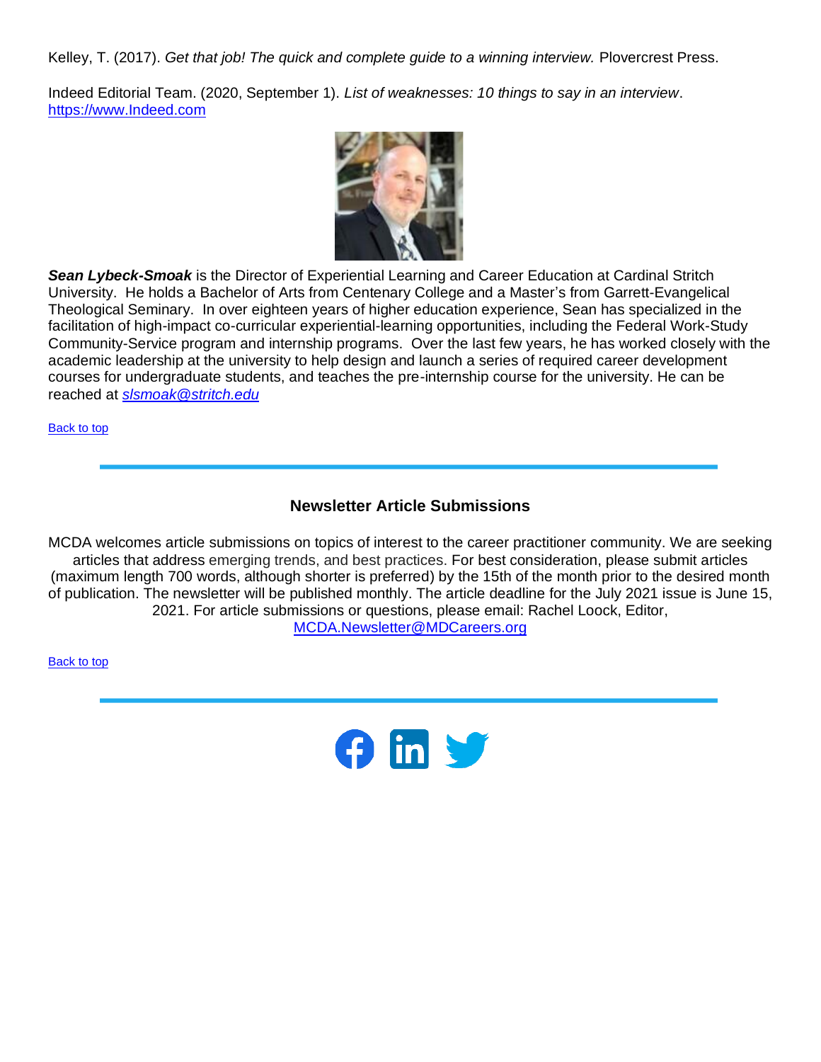Kelley, T. (2017). *Get that job! The quick and complete guide to a winning interview.* Plovercrest Press.

Indeed Editorial Team. (2020, September 1). *List of weaknesses: 10 things to say in an interview*. https://www.Indeed.com

***Sean Lybeck-Smoak*** is the Director of Experiential Learning and Career Education at Cardinal Stritch University. He holds a Bachelor of Arts from Centenary College and a Master's from Garrett-Evangelical Theological Seminary. In over eighteen years of higher education experience, Sean has specialized in the facilitation of high-impact co-curricular experiential-learning opportunities, including the Federal Work-Study Community-Service program and internship programs. Over the last few years, he has worked closely with the academic leadership at the university to help design and launch a series of required career development courses for undergraduate students, and teaches the pre-internship course for the university. He can be reached at *slsmoak@stritch.edu*

Back to top

## Newsletter Article Submissions

MCDA welcomes article submissions on topics of interest to the career practitioner community. We are seeking articles that address emerging trends, and best practices. For best consideration, please submit articles (maximum length 700 words, although shorter is preferred) by the 15th of the month prior to the desired month of publication. The newsletter will be published monthly. The article deadline for the July 2021 issue is June 15, 2021. For article submissions or questions, please email: Rachel Loock, Editor, MCDA.Newsletter@MDCareers.org

Back to top